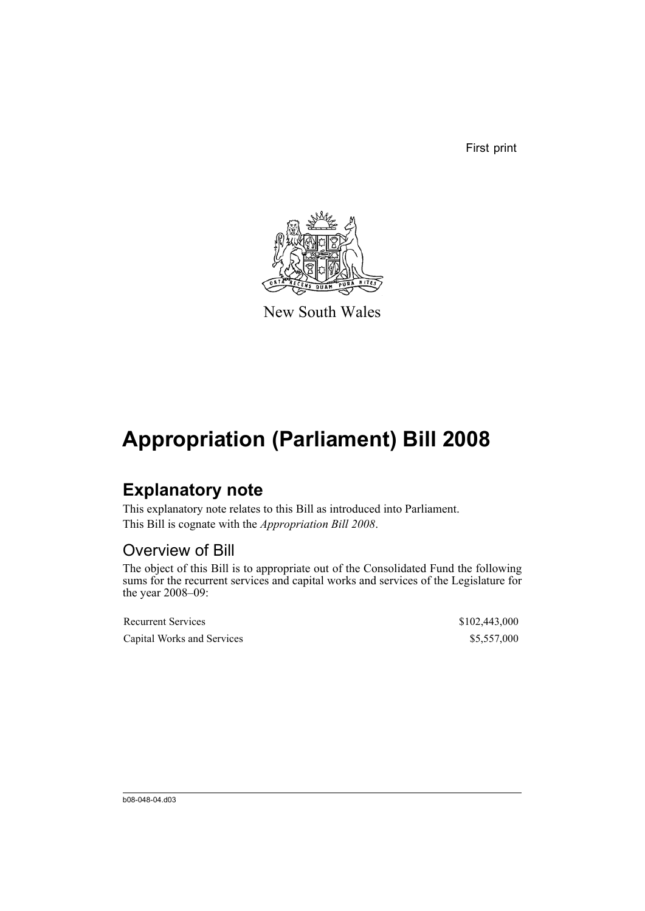First print

New South Wales

# Appropriation (Parliament) Bill 2008

## Explanatory note

This explanatory note relates to this Bill as introduced into Parliament.

This Bill is cognate with the *Appropriation Bill 2008*.

### Overview of Bill

The object of this Bill is to appropriate out of the Consolidated Fund the following sums for the recurrent services and capital works and services of the Legislature for the year 2008–09:

| | |
|---|---|
| Recurrent Services | \$102,443,000 |
| Capital Works and Services | \$5,557,000 |

b08-048-04.d03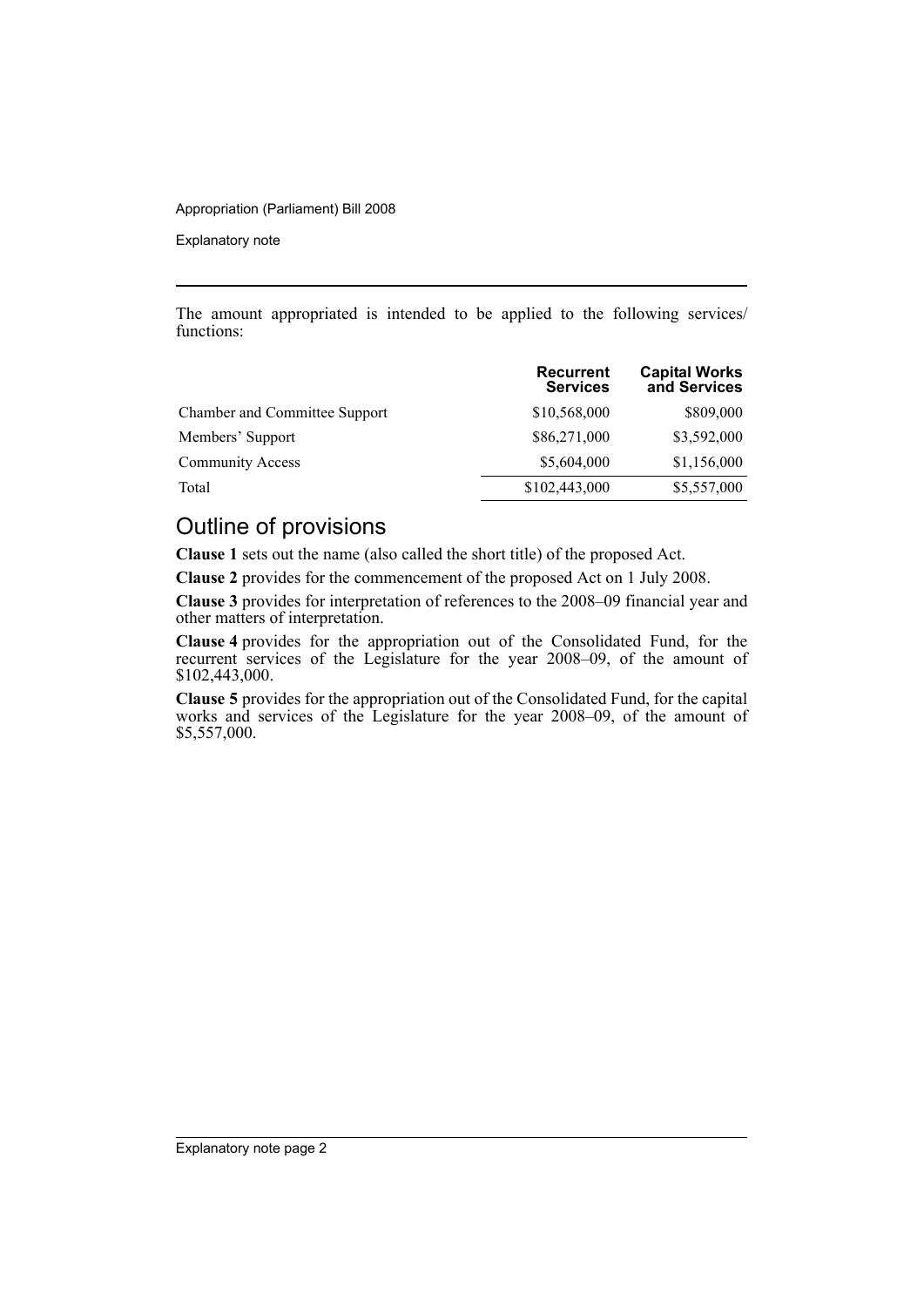The amount appropriated is intended to be applied to the following services/ functions:

| | Recurrent Services | Capital Works and Services |
|---|---|---|
| Chamber and Committee Support | \$10,568,000 | \$809,000 |
| Members' Support | \$86,271,000 | \$3,592,000 |
| Community Access | \$5,604,000 | \$1,156,000 |
| Total | \$102,443,000 | \$5,557,000 |

## Outline of provisions

**Clause 1** sets out the name (also called the short title) of the proposed Act.

**Clause 2** provides for the commencement of the proposed Act on 1 July 2008.

**Clause 3** provides for interpretation of references to the 2008–09 financial year and other matters of interpretation.

**Clause 4** provides for the appropriation out of the Consolidated Fund, for the recurrent services of the Legislature for the year 2008–09, of the amount of \$102,443,000.

**Clause 5** provides for the appropriation out of the Consolidated Fund, for the capital works and services of the Legislature for the year 2008–09, of the amount of \$5,557,000.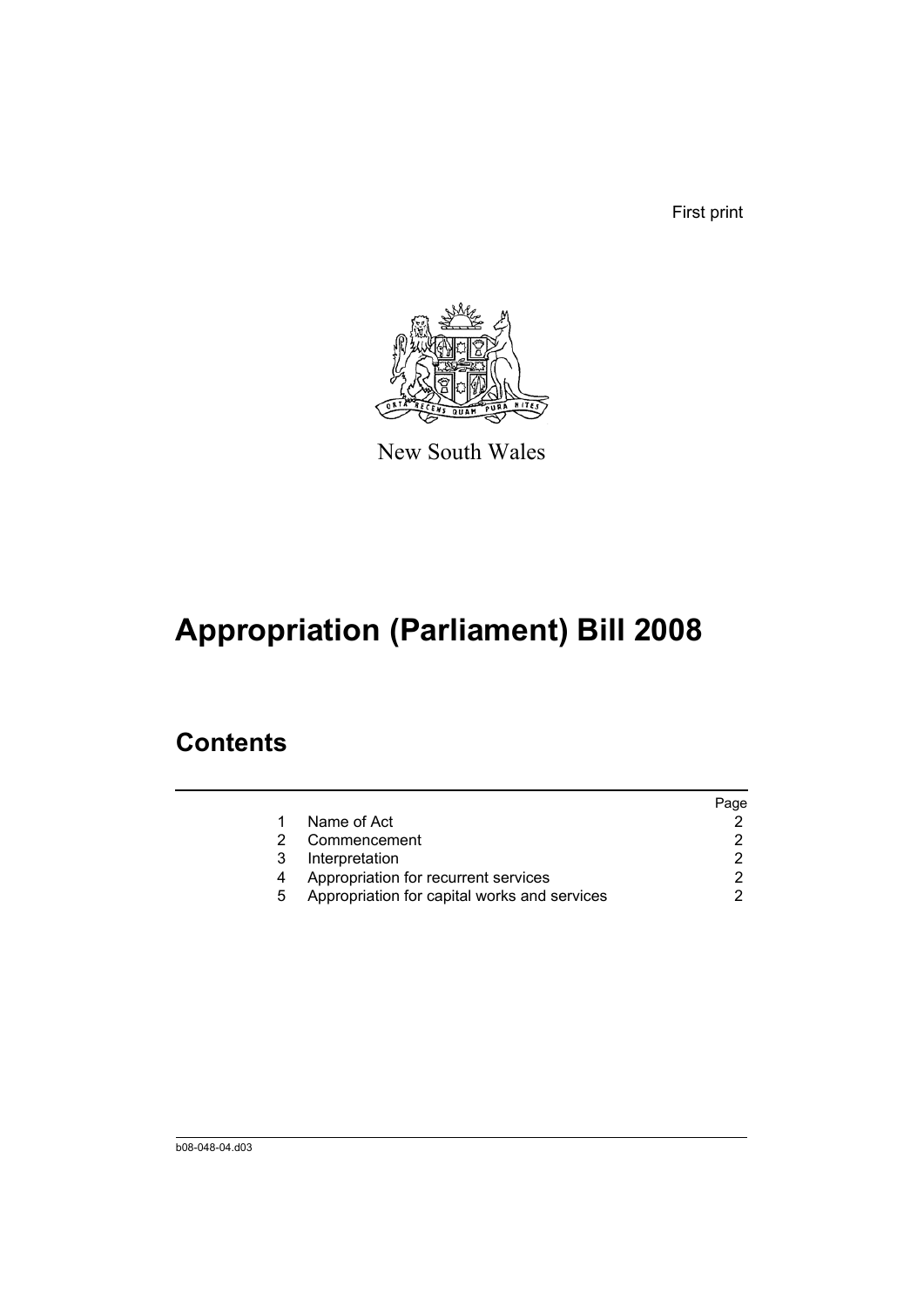First print

New South Wales

# Appropriation (Parliament) Bill 2008

## Contents

| | | Page |
|---|---|---|
| 1 | Name of Act | 2 |
| 2 | Commencement | 2 |
| 3 | Interpretation | 2 |
| 4 | Appropriation for recurrent services | 2 |
| 5 | Appropriation for capital works and services | 2 |

b08-048-04.d03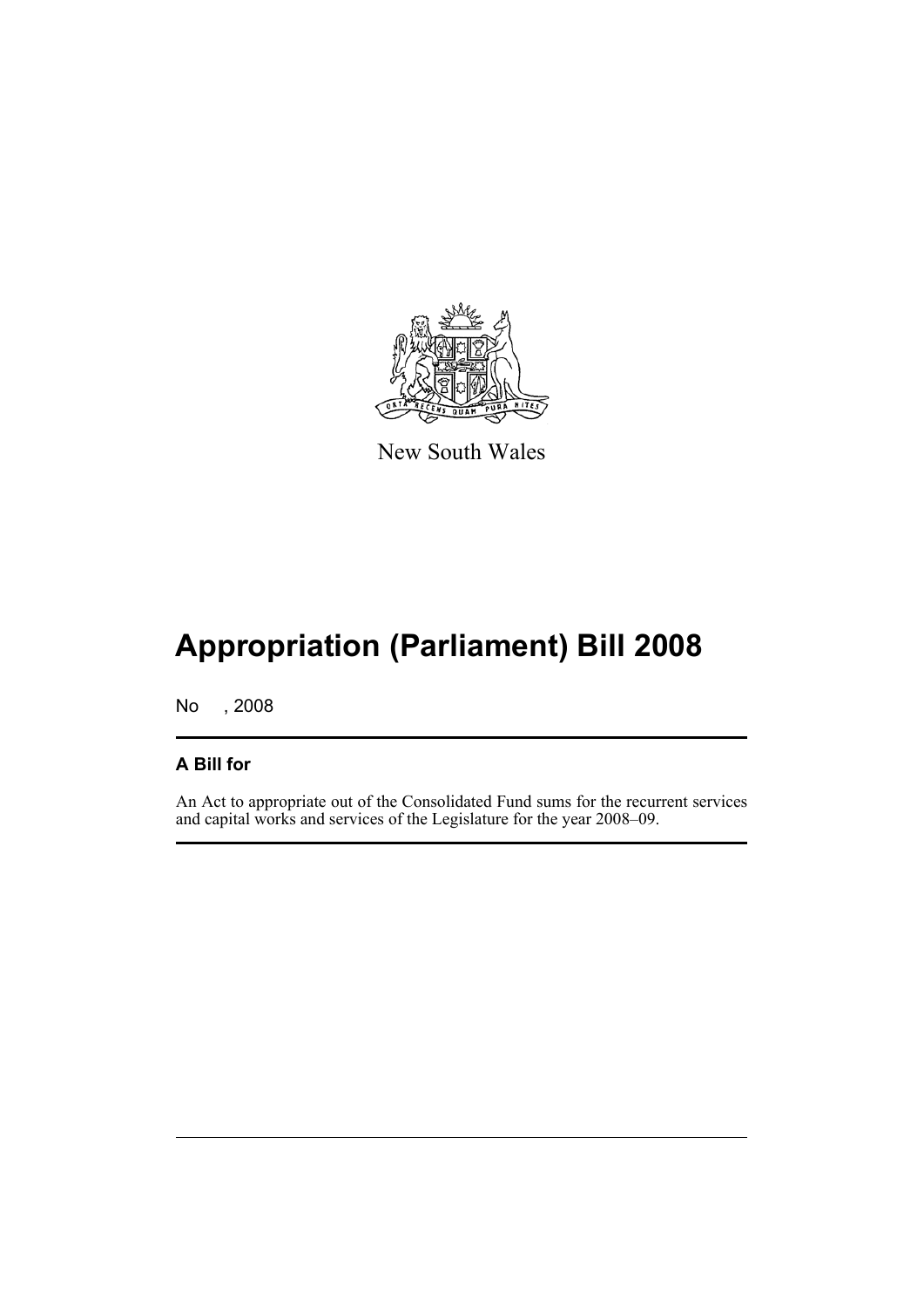New South Wales

# Appropriation (Parliament) Bill 2008

No , 2008

## A Bill for

An Act to appropriate out of the Consolidated Fund sums for the recurrent services and capital works and services of the Legislature for the year 2008–09.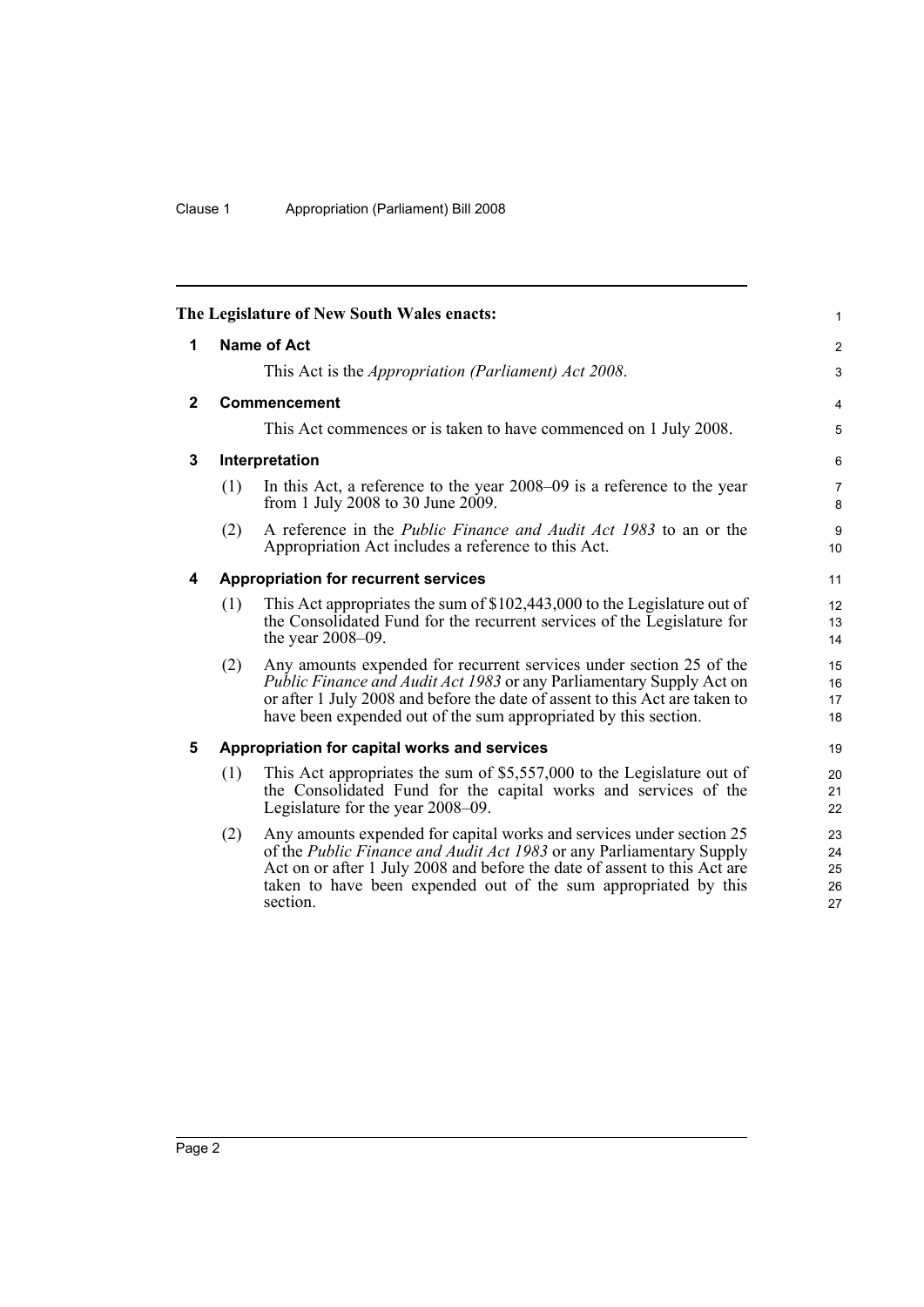**The Legislature of New South Wales enacts:**

## 1 Name of Act

This Act is the *Appropriation (Parliament) Act 2008*.

## 2 Commencement

This Act commences or is taken to have commenced on 1 July 2008.

## 3 Interpretation

(1) In this Act, a reference to the year 2008–09 is a reference to the year from 1 July 2008 to 30 June 2009.

(2) A reference in the *Public Finance and Audit Act 1983* to an or the Appropriation Act includes a reference to this Act.

## 4 Appropriation for recurrent services

(1) This Act appropriates the sum of $102,443,000 to the Legislature out of the Consolidated Fund for the recurrent services of the Legislature for the year 2008–09.

(2) Any amounts expended for recurrent services under section 25 of the *Public Finance and Audit Act 1983* or any Parliamentary Supply Act on or after 1 July 2008 and before the date of assent to this Act are taken to have been expended out of the sum appropriated by this section.

## 5 Appropriation for capital works and services

(1) This Act appropriates the sum of $5,557,000 to the Legislature out of the Consolidated Fund for the capital works and services of the Legislature for the year 2008–09.

(2) Any amounts expended for capital works and services under section 25 of the *Public Finance and Audit Act 1983* or any Parliamentary Supply Act on or after 1 July 2008 and before the date of assent to this Act are taken to have been expended out of the sum appropriated by this section.